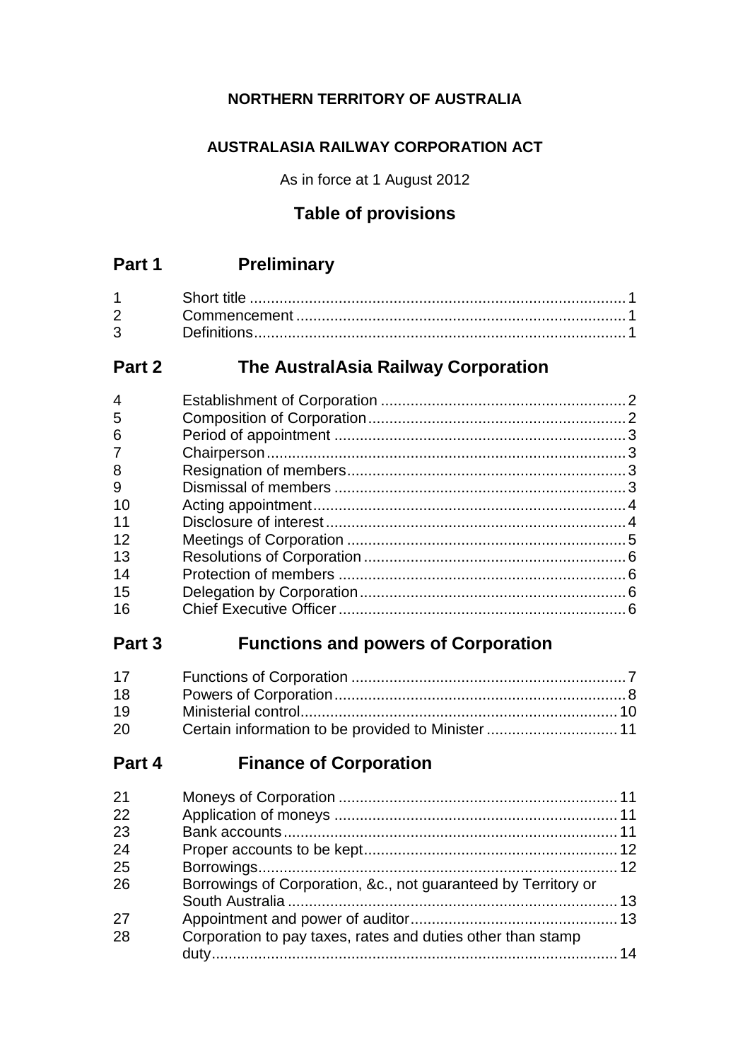**NORTHERN TERRITORY OF AUSTRALIA**

**AUSTRALASIA RAILWAY CORPORATION ACT**

As in force at 1 August 2012

## Table of provisions

## Part 1 Preliminary

| | | |
|---|---|---|
| 1 | Short title | 1 |
| 2 | Commencement | 1 |
| 3 | Definitions | 1 |

## Part 2 The AustralAsia Railway Corporation

| | | |
|---|---|---|
| 4 | Establishment of Corporation | 2 |
| 5 | Composition of Corporation | 2 |
| 6 | Period of appointment | 3 |
| 7 | Chairperson | 3 |
| 8 | Resignation of members | 3 |
| 9 | Dismissal of members | 3 |
| 10 | Acting appointment | 4 |
| 11 | Disclosure of interest | 4 |
| 12 | Meetings of Corporation | 5 |
| 13 | Resolutions of Corporation | 6 |
| 14 | Protection of members | 6 |
| 15 | Delegation by Corporation | 6 |
| 16 | Chief Executive Officer | 6 |

## Part 3 Functions and powers of Corporation

| | | |
|---|---|---|
| 17 | Functions of Corporation | 7 |
| 18 | Powers of Corporation | 8 |
| 19 | Ministerial control | 10 |
| 20 | Certain information to be provided to Minister | 11 |

## Part 4 Finance of Corporation

| | | |
|---|---|---|
| 21 | Moneys of Corporation | 11 |
| 22 | Application of moneys | 11 |
| 23 | Bank accounts | 11 |
| 24 | Proper accounts to be kept | 12 |
| 25 | Borrowings | 12 |
| 26 | Borrowings of Corporation, &c., not guaranteed by Territory or South Australia | 13 |
| 27 | Appointment and power of auditor | 13 |
| 28 | Corporation to pay taxes, rates and duties other than stamp duty | 14 |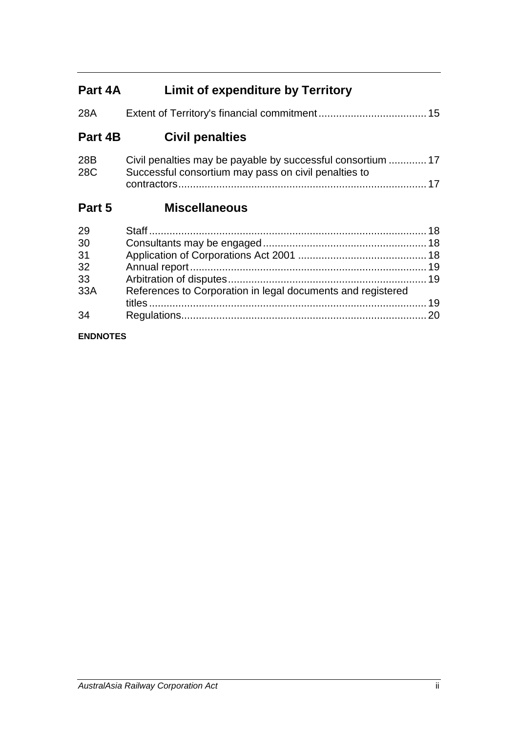## Part 4A Limit of expenditure by Territory

| | | |
|---|---|---|
| 28A | Extent of Territory's financial commitment | 15 |

## Part 4B Civil penalties

| | | |
|---|---|---|
| 28B | Civil penalties may be payable by successful consortium | 17 |
| 28C | Successful consortium may pass on civil penalties to contractors | 17 |

## Part 5 Miscellaneous

| | | |
|---|---|---|
| 29 | Staff | 18 |
| 30 | Consultants may be engaged | 18 |
| 31 | Application of Corporations Act 2001 | 18 |
| 32 | Annual report | 19 |
| 33 | Arbitration of disputes | 19 |
| 33A | References to Corporation in legal documents and registered titles | 19 |
| 34 | Regulations | 20 |

**ENDNOTES**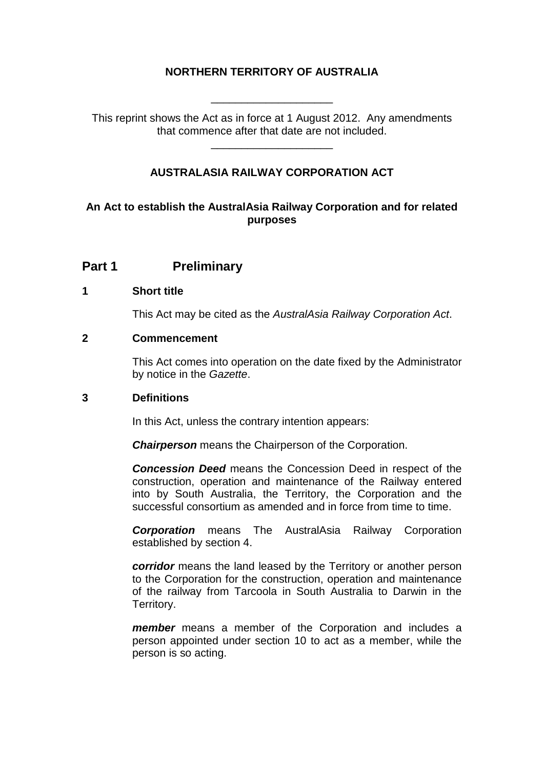**NORTHERN TERRITORY OF AUSTRALIA**

---

This reprint shows the Act as in force at 1 August 2012. Any amendments that commence after that date are not included.

---

# AUSTRALASIA RAILWAY CORPORATION ACT

**An Act to establish the AustralAsia Railway Corporation and for related purposes**

## Part 1 Preliminary

### 1 Short title

This Act may be cited as the *AustralAsia Railway Corporation Act*.

### 2 Commencement

This Act comes into operation on the date fixed by the Administrator by notice in the *Gazette*.

### 3 Definitions

In this Act, unless the contrary intention appears:

***Chairperson*** means the Chairperson of the Corporation.

***Concession Deed*** means the Concession Deed in respect of the construction, operation and maintenance of the Railway entered into by South Australia, the Territory, the Corporation and the successful consortium as amended and in force from time to time.

***Corporation*** means The AustralAsia Railway Corporation established by section 4.

***corridor*** means the land leased by the Territory or another person to the Corporation for the construction, operation and maintenance of the railway from Tarcoola in South Australia to Darwin in the Territory.

***member*** means a member of the Corporation and includes a person appointed under section 10 to act as a member, while the person is so acting.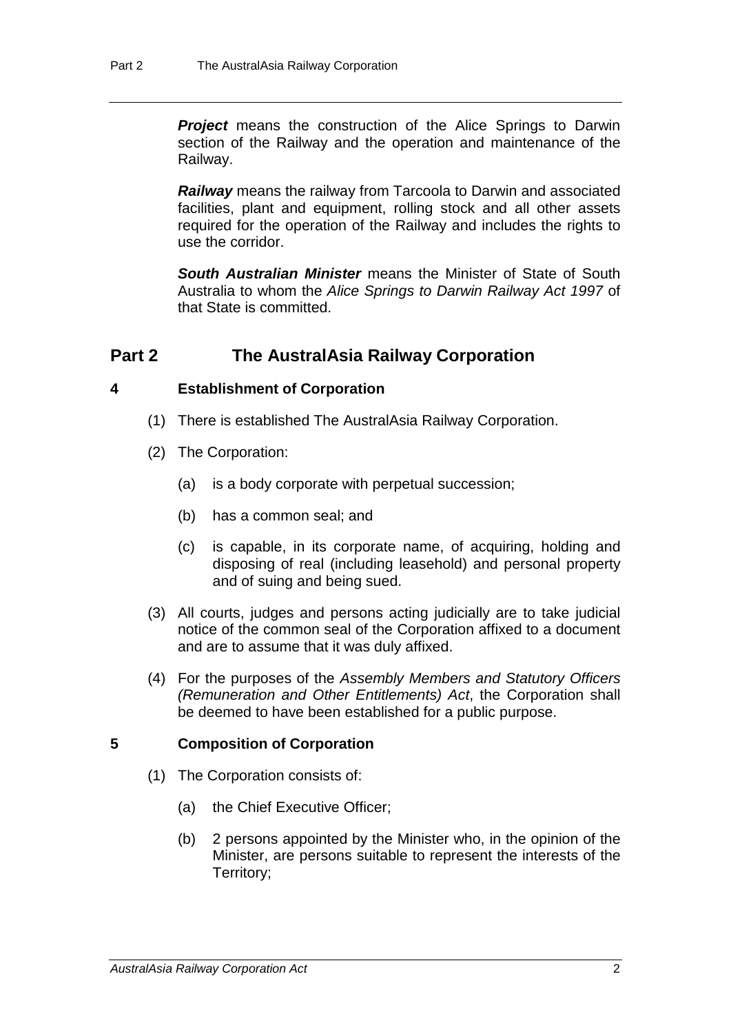***Project*** means the construction of the Alice Springs to Darwin section of the Railway and the operation and maintenance of the Railway.

***Railway*** means the railway from Tarcoola to Darwin and associated facilities, plant and equipment, rolling stock and all other assets required for the operation of the Railway and includes the rights to use the corridor.

***South Australian Minister*** means the Minister of State of South Australia to whom the *Alice Springs to Darwin Railway Act 1997* of that State is committed.

## Part 2 The AustralAsia Railway Corporation

### 4 Establishment of Corporation

(1) There is established The AustralAsia Railway Corporation.

(2) The Corporation:

(a) is a body corporate with perpetual succession;

(b) has a common seal; and

(c) is capable, in its corporate name, of acquiring, holding and disposing of real (including leasehold) and personal property and of suing and being sued.

(3) All courts, judges and persons acting judicially are to take judicial notice of the common seal of the Corporation affixed to a document and are to assume that it was duly affixed.

(4) For the purposes of the *Assembly Members and Statutory Officers (Remuneration and Other Entitlements) Act*, the Corporation shall be deemed to have been established for a public purpose.

### 5 Composition of Corporation

(1) The Corporation consists of:

(a) the Chief Executive Officer;

(b) 2 persons appointed by the Minister who, in the opinion of the Minister, are persons suitable to represent the interests of the Territory;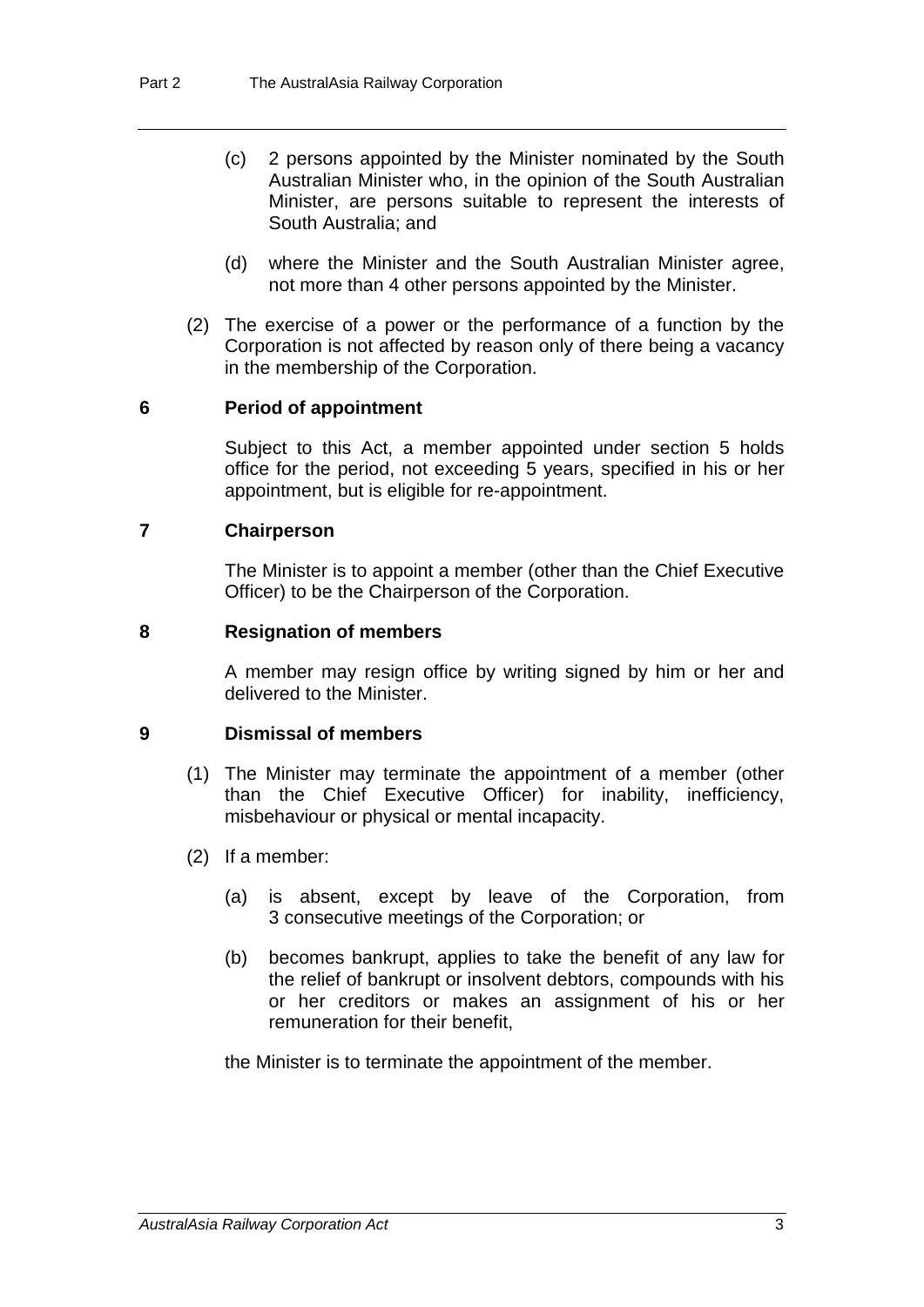(c) 2 persons appointed by the Minister nominated by the South Australian Minister who, in the opinion of the South Australian Minister, are persons suitable to represent the interests of South Australia; and

(d) where the Minister and the South Australian Minister agree, not more than 4 other persons appointed by the Minister.

(2) The exercise of a power or the performance of a function by the Corporation is not affected by reason only of there being a vacancy in the membership of the Corporation.

## 6 Period of appointment

Subject to this Act, a member appointed under section 5 holds office for the period, not exceeding 5 years, specified in his or her appointment, but is eligible for re-appointment.

## 7 Chairperson

The Minister is to appoint a member (other than the Chief Executive Officer) to be the Chairperson of the Corporation.

## 8 Resignation of members

A member may resign office by writing signed by him or her and delivered to the Minister.

## 9 Dismissal of members

(1) The Minister may terminate the appointment of a member (other than the Chief Executive Officer) for inability, inefficiency, misbehaviour or physical or mental incapacity.

(2) If a member:

(a) is absent, except by leave of the Corporation, from 3 consecutive meetings of the Corporation; or

(b) becomes bankrupt, applies to take the benefit of any law for the relief of bankrupt or insolvent debtors, compounds with his or her creditors or makes an assignment of his or her remuneration for their benefit,

the Minister is to terminate the appointment of the member.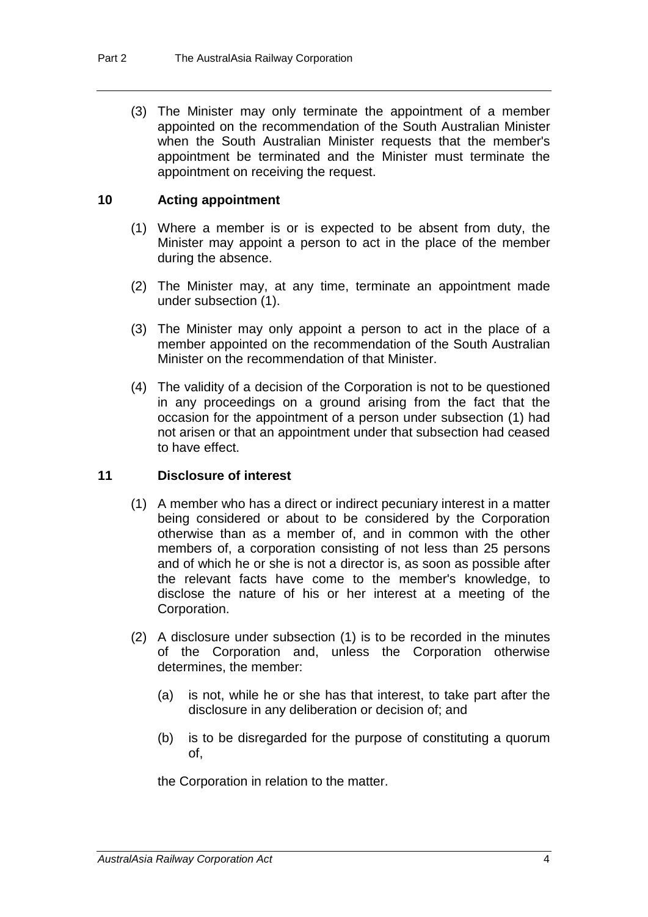(3) The Minister may only terminate the appointment of a member appointed on the recommendation of the South Australian Minister when the South Australian Minister requests that the member's appointment be terminated and the Minister must terminate the appointment on receiving the request.

### 10 Acting appointment

(1) Where a member is or is expected to be absent from duty, the Minister may appoint a person to act in the place of the member during the absence.

(2) The Minister may, at any time, terminate an appointment made under subsection (1).

(3) The Minister may only appoint a person to act in the place of a member appointed on the recommendation of the South Australian Minister on the recommendation of that Minister.

(4) The validity of a decision of the Corporation is not to be questioned in any proceedings on a ground arising from the fact that the occasion for the appointment of a person under subsection (1) had not arisen or that an appointment under that subsection had ceased to have effect.

### 11 Disclosure of interest

(1) A member who has a direct or indirect pecuniary interest in a matter being considered or about to be considered by the Corporation otherwise than as a member of, and in common with the other members of, a corporation consisting of not less than 25 persons and of which he or she is not a director is, as soon as possible after the relevant facts have come to the member's knowledge, to disclose the nature of his or her interest at a meeting of the Corporation.

(2) A disclosure under subsection (1) is to be recorded in the minutes of the Corporation and, unless the Corporation otherwise determines, the member:

(a) is not, while he or she has that interest, to take part after the disclosure in any deliberation or decision of; and

(b) is to be disregarded for the purpose of constituting a quorum of,

the Corporation in relation to the matter.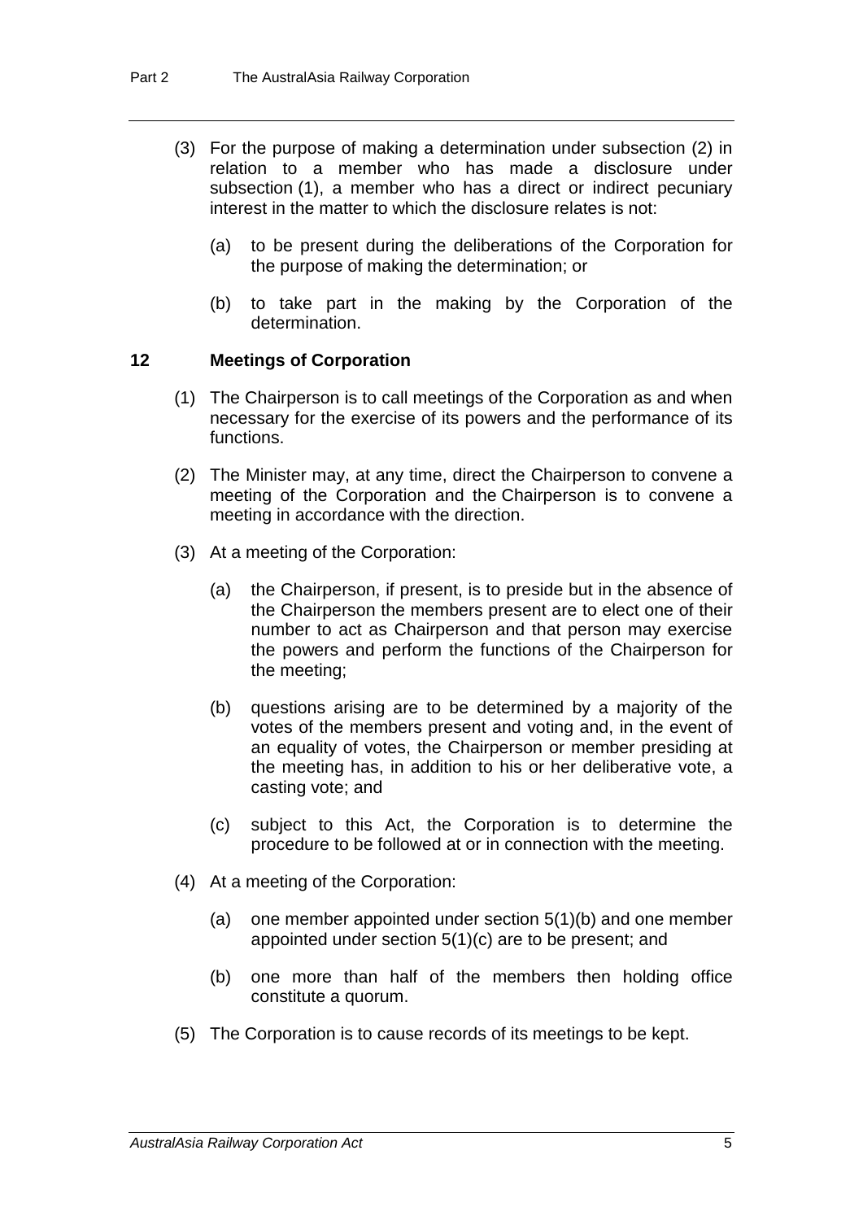(3) For the purpose of making a determination under subsection (2) in relation to a member who has made a disclosure under subsection (1), a member who has a direct or indirect pecuniary interest in the matter to which the disclosure relates is not:

(a) to be present during the deliberations of the Corporation for the purpose of making the determination; or

(b) to take part in the making by the Corporation of the determination.

## 12 Meetings of Corporation

(1) The Chairperson is to call meetings of the Corporation as and when necessary for the exercise of its powers and the performance of its functions.

(2) The Minister may, at any time, direct the Chairperson to convene a meeting of the Corporation and the Chairperson is to convene a meeting in accordance with the direction.

(3) At a meeting of the Corporation:

(a) the Chairperson, if present, is to preside but in the absence of the Chairperson the members present are to elect one of their number to act as Chairperson and that person may exercise the powers and perform the functions of the Chairperson for the meeting;

(b) questions arising are to be determined by a majority of the votes of the members present and voting and, in the event of an equality of votes, the Chairperson or member presiding at the meeting has, in addition to his or her deliberative vote, a casting vote; and

(c) subject to this Act, the Corporation is to determine the procedure to be followed at or in connection with the meeting.

(4) At a meeting of the Corporation:

(a) one member appointed under section 5(1)(b) and one member appointed under section 5(1)(c) are to be present; and

(b) one more than half of the members then holding office constitute a quorum.

(5) The Corporation is to cause records of its meetings to be kept.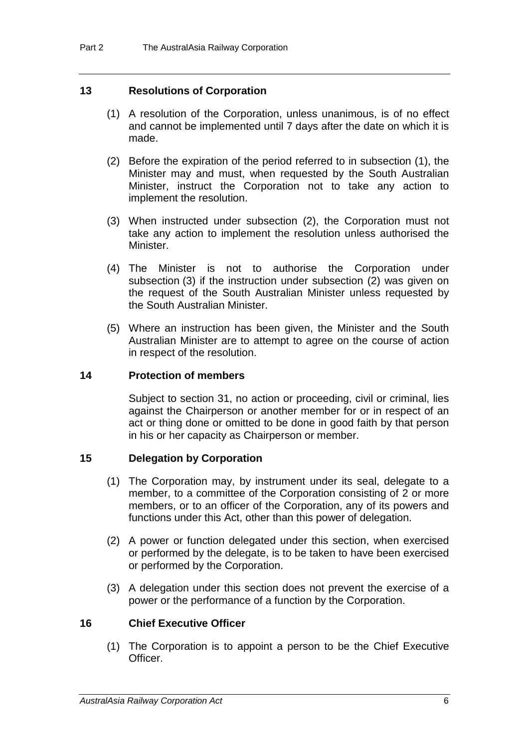### 13 Resolutions of Corporation

(1) A resolution of the Corporation, unless unanimous, is of no effect and cannot be implemented until 7 days after the date on which it is made.

(2) Before the expiration of the period referred to in subsection (1), the Minister may and must, when requested by the South Australian Minister, instruct the Corporation not to take any action to implement the resolution.

(3) When instructed under subsection (2), the Corporation must not take any action to implement the resolution unless authorised the Minister.

(4) The Minister is not to authorise the Corporation under subsection (3) if the instruction under subsection (2) was given on the request of the South Australian Minister unless requested by the South Australian Minister.

(5) Where an instruction has been given, the Minister and the South Australian Minister are to attempt to agree on the course of action in respect of the resolution.

### 14 Protection of members

Subject to section 31, no action or proceeding, civil or criminal, lies against the Chairperson or another member for or in respect of an act or thing done or omitted to be done in good faith by that person in his or her capacity as Chairperson or member.

### 15 Delegation by Corporation

(1) The Corporation may, by instrument under its seal, delegate to a member, to a committee of the Corporation consisting of 2 or more members, or to an officer of the Corporation, any of its powers and functions under this Act, other than this power of delegation.

(2) A power or function delegated under this section, when exercised or performed by the delegate, is to be taken to have been exercised or performed by the Corporation.

(3) A delegation under this section does not prevent the exercise of a power or the performance of a function by the Corporation.

### 16 Chief Executive Officer

(1) The Corporation is to appoint a person to be the Chief Executive Officer.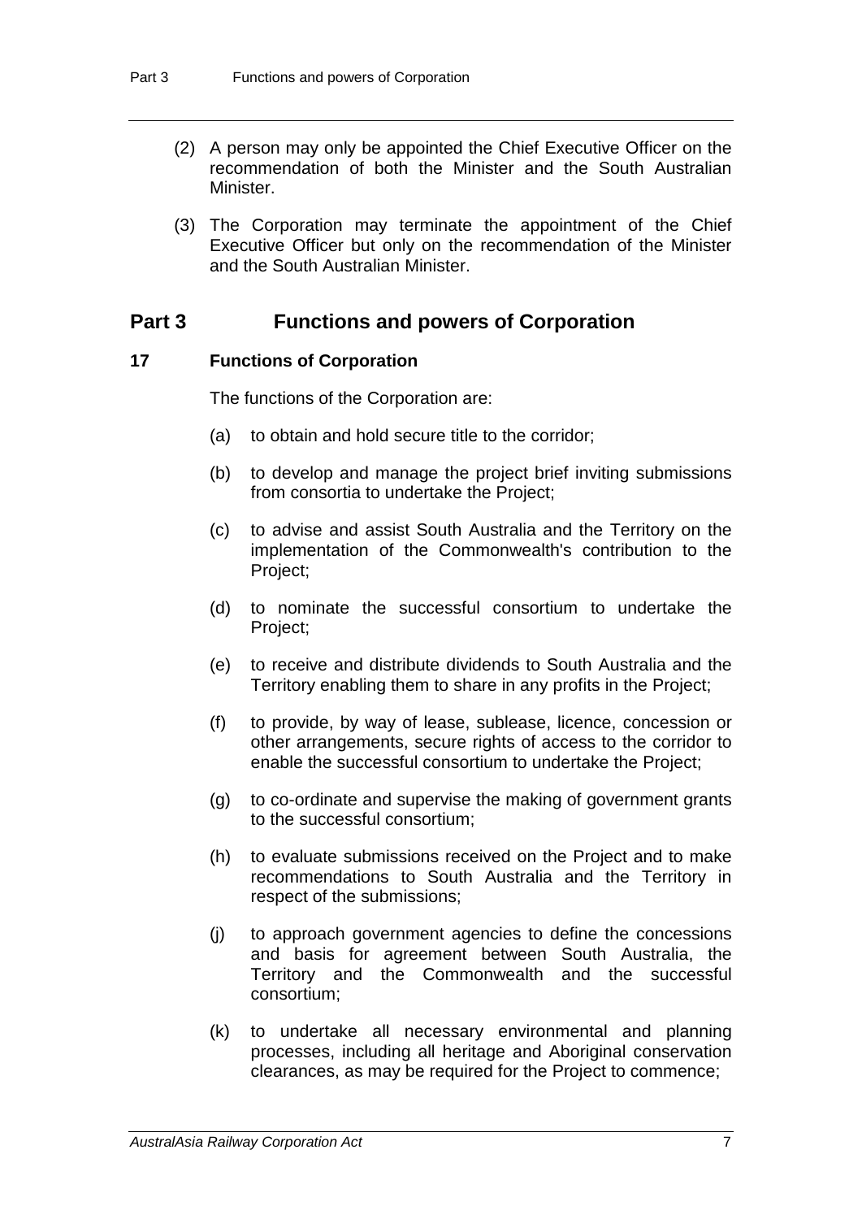(2) A person may only be appointed the Chief Executive Officer on the recommendation of both the Minister and the South Australian Minister.

(3) The Corporation may terminate the appointment of the Chief Executive Officer but only on the recommendation of the Minister and the South Australian Minister.

# Part 3 Functions and powers of Corporation

### 17 Functions of Corporation

The functions of the Corporation are:

(a) to obtain and hold secure title to the corridor;

(b) to develop and manage the project brief inviting submissions from consortia to undertake the Project;

(c) to advise and assist South Australia and the Territory on the implementation of the Commonwealth's contribution to the Project;

(d) to nominate the successful consortium to undertake the Project;

(e) to receive and distribute dividends to South Australia and the Territory enabling them to share in any profits in the Project;

(f) to provide, by way of lease, sublease, licence, concession or other arrangements, secure rights of access to the corridor to enable the successful consortium to undertake the Project;

(g) to co-ordinate and supervise the making of government grants to the successful consortium;

(h) to evaluate submissions received on the Project and to make recommendations to South Australia and the Territory in respect of the submissions;

(j) to approach government agencies to define the concessions and basis for agreement between South Australia, the Territory and the Commonwealth and the successful consortium;

(k) to undertake all necessary environmental and planning processes, including all heritage and Aboriginal conservation clearances, as may be required for the Project to commence;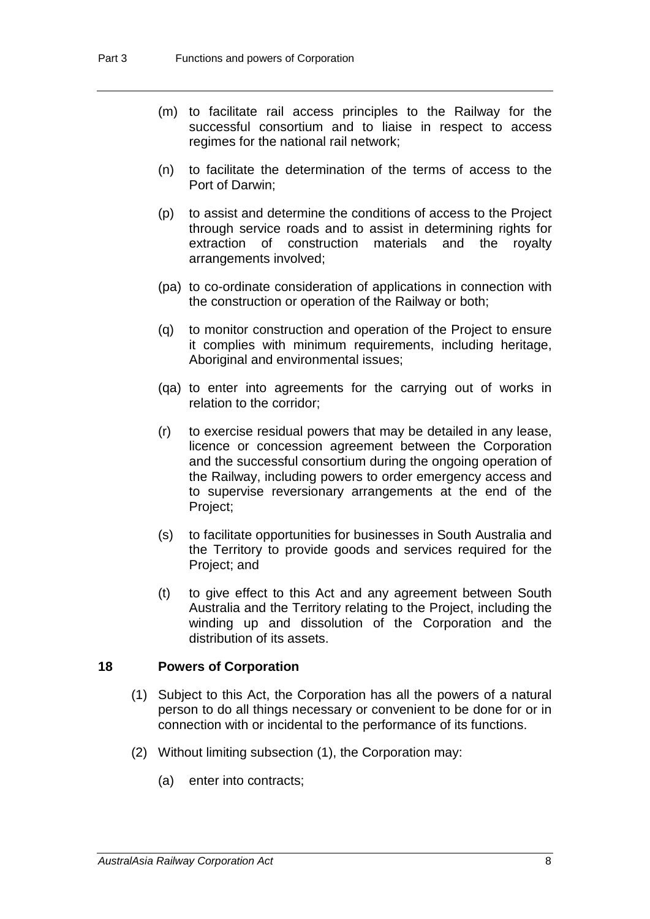(m) to facilitate rail access principles to the Railway for the successful consortium and to liaise in respect to access regimes for the national rail network;

(n) to facilitate the determination of the terms of access to the Port of Darwin;

(p) to assist and determine the conditions of access to the Project through service roads and to assist in determining rights for extraction of construction materials and the royalty arrangements involved;

(pa) to co-ordinate consideration of applications in connection with the construction or operation of the Railway or both;

(q) to monitor construction and operation of the Project to ensure it complies with minimum requirements, including heritage, Aboriginal and environmental issues;

(qa) to enter into agreements for the carrying out of works in relation to the corridor;

(r) to exercise residual powers that may be detailed in any lease, licence or concession agreement between the Corporation and the successful consortium during the ongoing operation of the Railway, including powers to order emergency access and to supervise reversionary arrangements at the end of the Project;

(s) to facilitate opportunities for businesses in South Australia and the Territory to provide goods and services required for the Project; and

(t) to give effect to this Act and any agreement between South Australia and the Territory relating to the Project, including the winding up and dissolution of the Corporation and the distribution of its assets.

### 18 Powers of Corporation

(1) Subject to this Act, the Corporation has all the powers of a natural person to do all things necessary or convenient to be done for or in connection with or incidental to the performance of its functions.

(2) Without limiting subsection (1), the Corporation may:

(a) enter into contracts;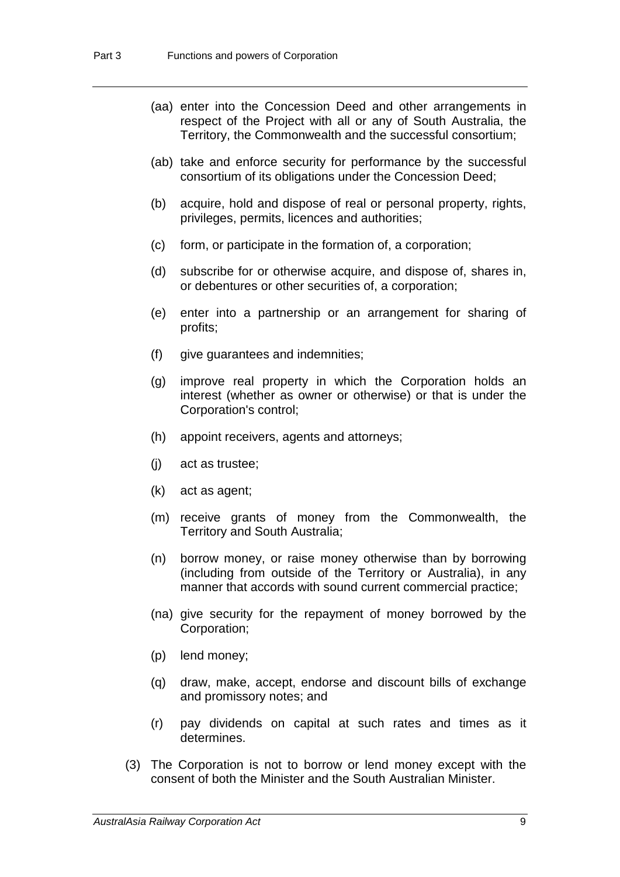(aa) enter into the Concession Deed and other arrangements in respect of the Project with all or any of South Australia, the Territory, the Commonwealth and the successful consortium;

(ab) take and enforce security for performance by the successful consortium of its obligations under the Concession Deed;

(b) acquire, hold and dispose of real or personal property, rights, privileges, permits, licences and authorities;

(c) form, or participate in the formation of, a corporation;

(d) subscribe for or otherwise acquire, and dispose of, shares in, or debentures or other securities of, a corporation;

(e) enter into a partnership or an arrangement for sharing of profits;

(f) give guarantees and indemnities;

(g) improve real property in which the Corporation holds an interest (whether as owner or otherwise) or that is under the Corporation's control;

(h) appoint receivers, agents and attorneys;

(j) act as trustee;

(k) act as agent;

(m) receive grants of money from the Commonwealth, the Territory and South Australia;

(n) borrow money, or raise money otherwise than by borrowing (including from outside of the Territory or Australia), in any manner that accords with sound current commercial practice;

(na) give security for the repayment of money borrowed by the Corporation;

(p) lend money;

(q) draw, make, accept, endorse and discount bills of exchange and promissory notes; and

(r) pay dividends on capital at such rates and times as it determines.

(3) The Corporation is not to borrow or lend money except with the consent of both the Minister and the South Australian Minister.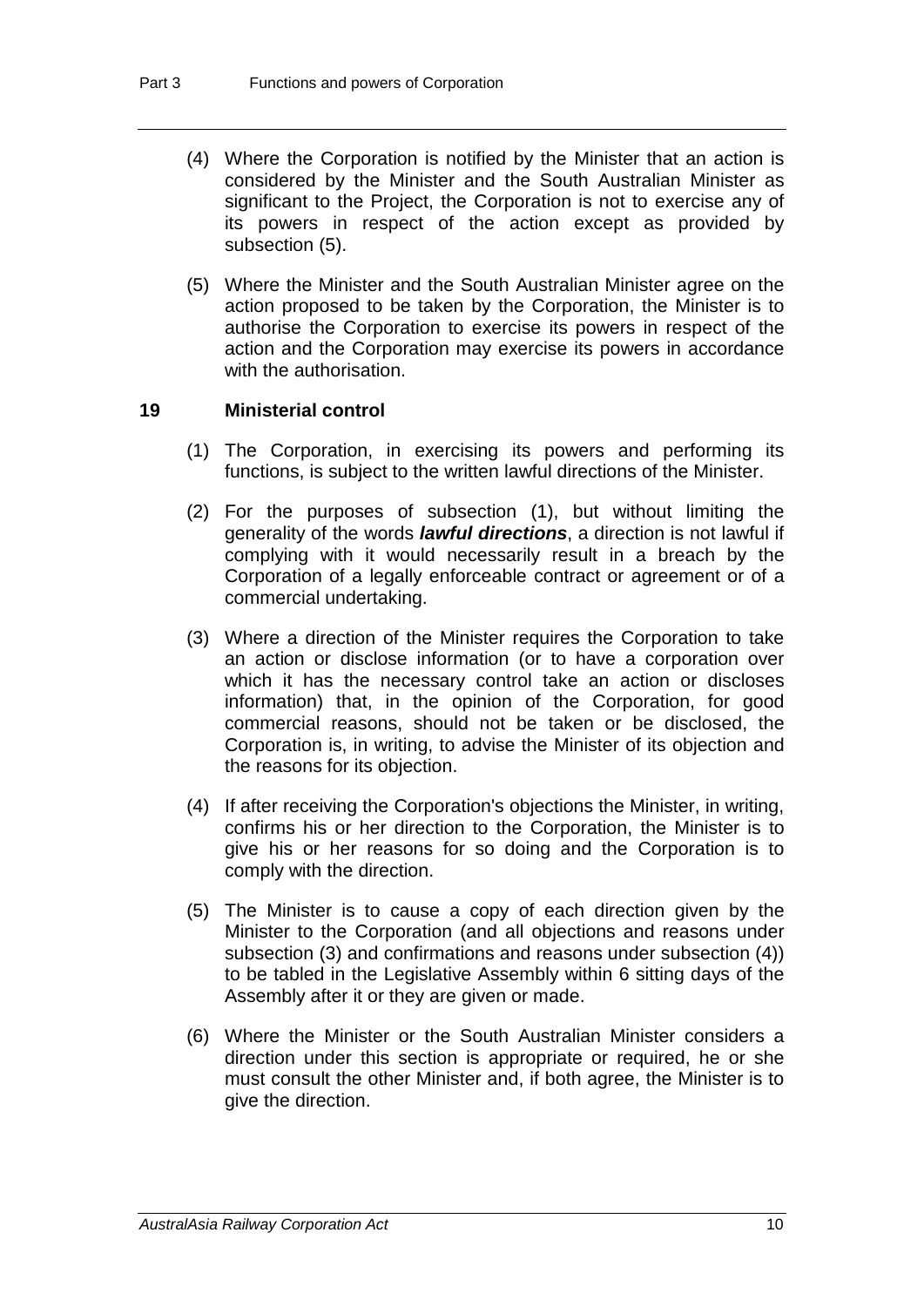(4) Where the Corporation is notified by the Minister that an action is considered by the Minister and the South Australian Minister as significant to the Project, the Corporation is not to exercise any of its powers in respect of the action except as provided by subsection (5).

(5) Where the Minister and the South Australian Minister agree on the action proposed to be taken by the Corporation, the Minister is to authorise the Corporation to exercise its powers in respect of the action and the Corporation may exercise its powers in accordance with the authorisation.

### 19 Ministerial control

(1) The Corporation, in exercising its powers and performing its functions, is subject to the written lawful directions of the Minister.

(2) For the purposes of subsection (1), but without limiting the generality of the words ***lawful directions***, a direction is not lawful if complying with it would necessarily result in a breach by the Corporation of a legally enforceable contract or agreement or of a commercial undertaking.

(3) Where a direction of the Minister requires the Corporation to take an action or disclose information (or to have a corporation over which it has the necessary control take an action or discloses information) that, in the opinion of the Corporation, for good commercial reasons, should not be taken or be disclosed, the Corporation is, in writing, to advise the Minister of its objection and the reasons for its objection.

(4) If after receiving the Corporation's objections the Minister, in writing, confirms his or her direction to the Corporation, the Minister is to give his or her reasons for so doing and the Corporation is to comply with the direction.

(5) The Minister is to cause a copy of each direction given by the Minister to the Corporation (and all objections and reasons under subsection (3) and confirmations and reasons under subsection (4)) to be tabled in the Legislative Assembly within 6 sitting days of the Assembly after it or they are given or made.

(6) Where the Minister or the South Australian Minister considers a direction under this section is appropriate or required, he or she must consult the other Minister and, if both agree, the Minister is to give the direction.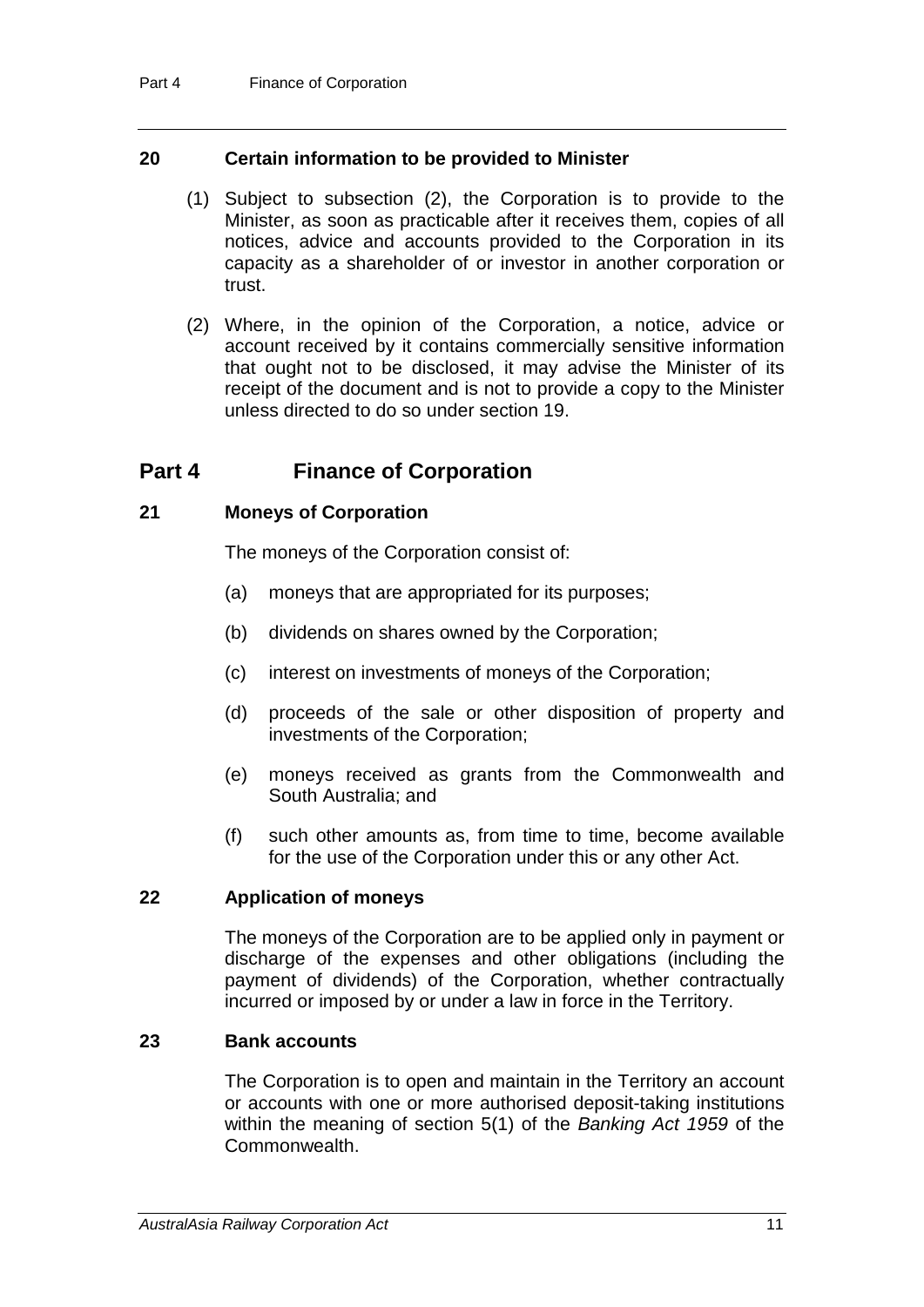### 20 Certain information to be provided to Minister

(1) Subject to subsection (2), the Corporation is to provide to the Minister, as soon as practicable after it receives them, copies of all notices, advice and accounts provided to the Corporation in its capacity as a shareholder of or investor in another corporation or trust.

(2) Where, in the opinion of the Corporation, a notice, advice or account received by it contains commercially sensitive information that ought not to be disclosed, it may advise the Minister of its receipt of the document and is not to provide a copy to the Minister unless directed to do so under section 19.

## Part 4 Finance of Corporation

### 21 Moneys of Corporation

The moneys of the Corporation consist of:

(a) moneys that are appropriated for its purposes;

(b) dividends on shares owned by the Corporation;

(c) interest on investments of moneys of the Corporation;

(d) proceeds of the sale or other disposition of property and investments of the Corporation;

(e) moneys received as grants from the Commonwealth and South Australia; and

(f) such other amounts as, from time to time, become available for the use of the Corporation under this or any other Act.

### 22 Application of moneys

The moneys of the Corporation are to be applied only in payment or discharge of the expenses and other obligations (including the payment of dividends) of the Corporation, whether contractually incurred or imposed by or under a law in force in the Territory.

### 23 Bank accounts

The Corporation is to open and maintain in the Territory an account or accounts with one or more authorised deposit-taking institutions within the meaning of section 5(1) of the *Banking Act 1959* of the Commonwealth.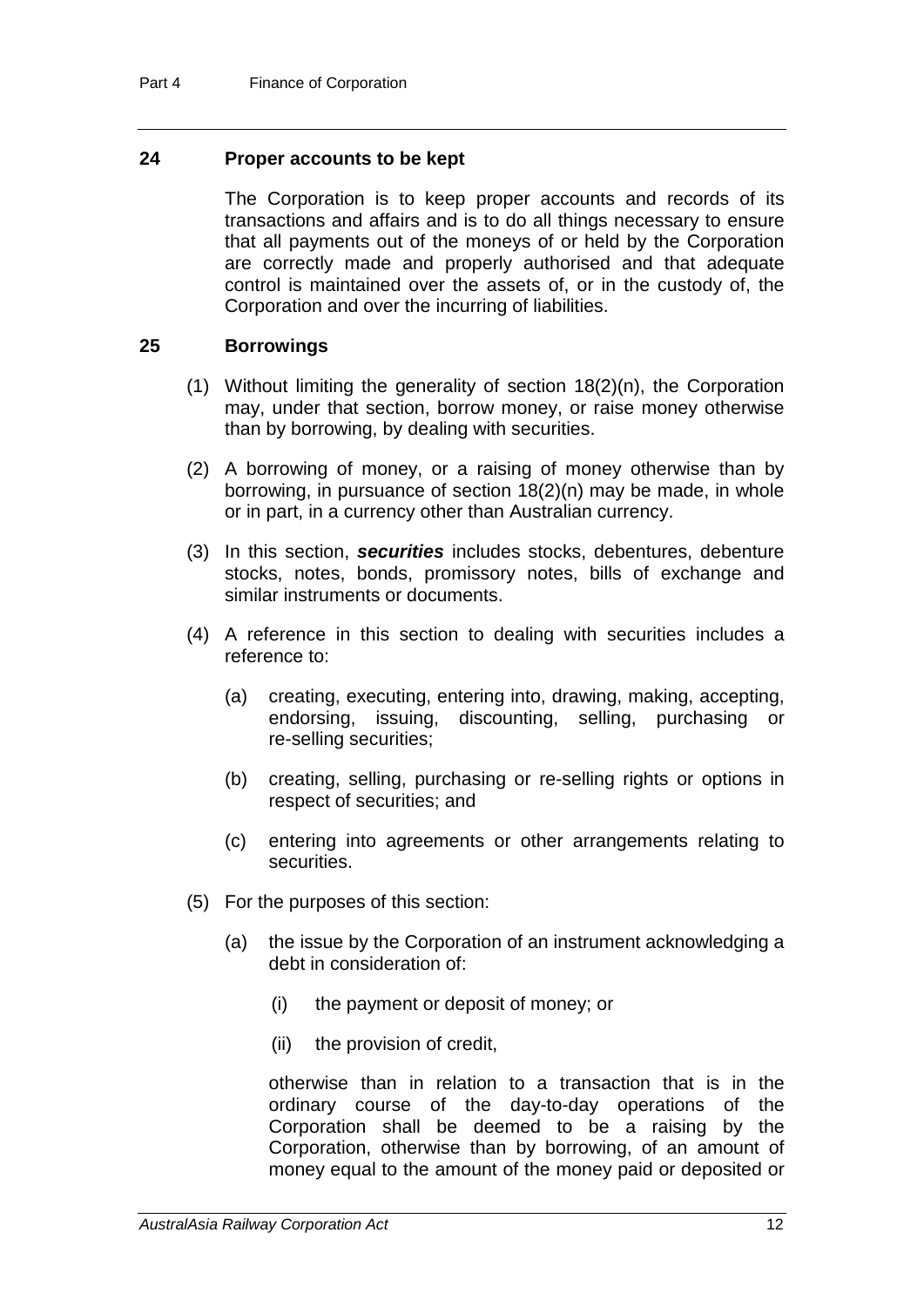## 24 Proper accounts to be kept

The Corporation is to keep proper accounts and records of its transactions and affairs and is to do all things necessary to ensure that all payments out of the moneys of or held by the Corporation are correctly made and properly authorised and that adequate control is maintained over the assets of, or in the custody of, the Corporation and over the incurring of liabilities.

## 25 Borrowings

(1) Without limiting the generality of section 18(2)(n), the Corporation may, under that section, borrow money, or raise money otherwise than by borrowing, by dealing with securities.

(2) A borrowing of money, or a raising of money otherwise than by borrowing, in pursuance of section 18(2)(n) may be made, in whole or in part, in a currency other than Australian currency.

(3) In this section, ***securities*** includes stocks, debentures, debenture stocks, notes, bonds, promissory notes, bills of exchange and similar instruments or documents.

(4) A reference in this section to dealing with securities includes a reference to:

(a) creating, executing, entering into, drawing, making, accepting, endorsing, issuing, discounting, selling, purchasing or re-selling securities;

(b) creating, selling, purchasing or re-selling rights or options in respect of securities; and

(c) entering into agreements or other arrangements relating to securities.

(5) For the purposes of this section:

(a) the issue by the Corporation of an instrument acknowledging a debt in consideration of:

(i) the payment or deposit of money; or

(ii) the provision of credit,

otherwise than in relation to a transaction that is in the ordinary course of the day-to-day operations of the Corporation shall be deemed to be a raising by the Corporation, otherwise than by borrowing, of an amount of money equal to the amount of the money paid or deposited or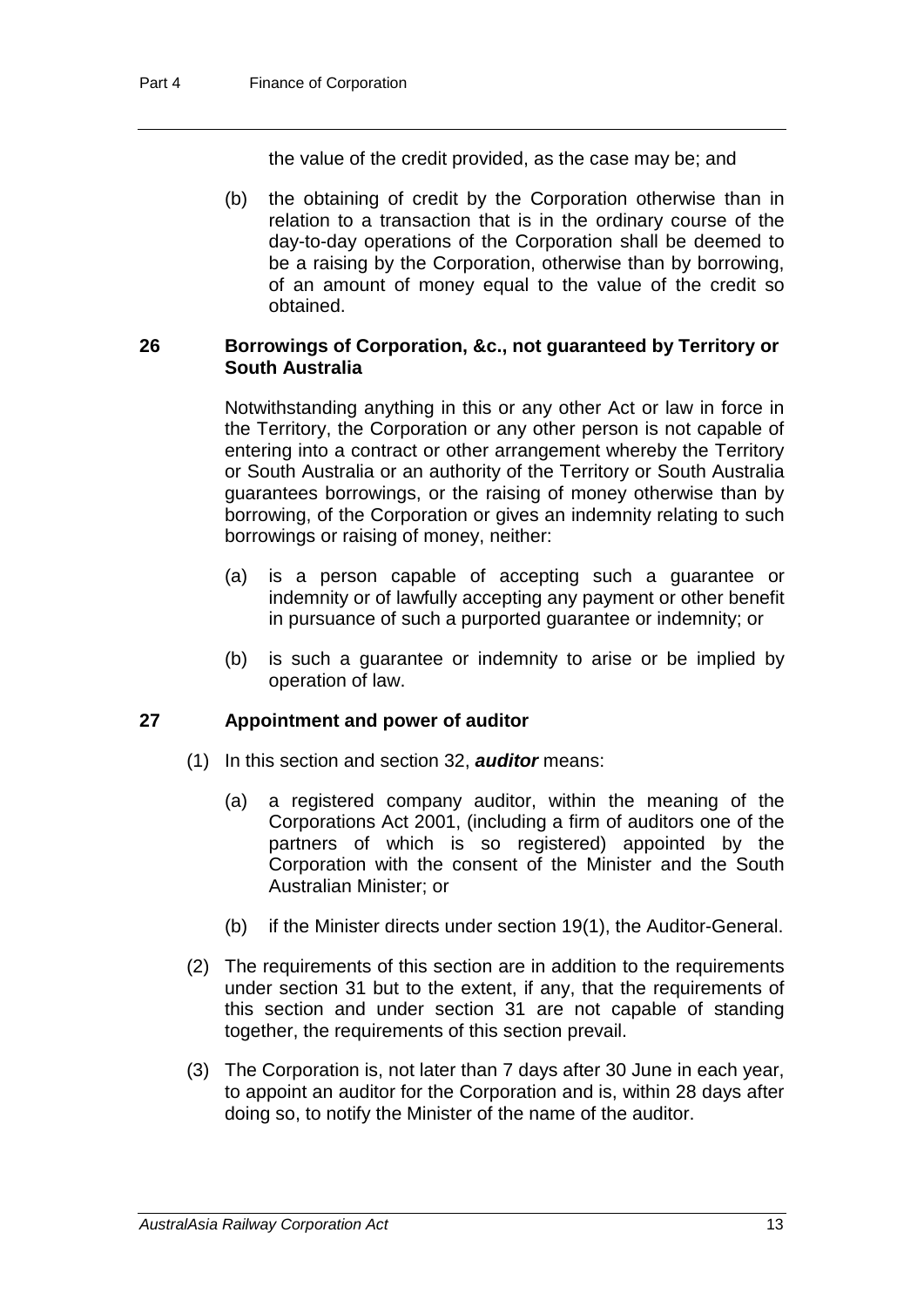the value of the credit provided, as the case may be; and

(b) the obtaining of credit by the Corporation otherwise than in relation to a transaction that is in the ordinary course of the day-to-day operations of the Corporation shall be deemed to be a raising by the Corporation, otherwise than by borrowing, of an amount of money equal to the value of the credit so obtained.

### 26 Borrowings of Corporation, &c., not guaranteed by Territory or South Australia

Notwithstanding anything in this or any other Act or law in force in the Territory, the Corporation or any other person is not capable of entering into a contract or other arrangement whereby the Territory or South Australia or an authority of the Territory or South Australia guarantees borrowings, or the raising of money otherwise than by borrowing, of the Corporation or gives an indemnity relating to such borrowings or raising of money, neither:

(a) is a person capable of accepting such a guarantee or indemnity or of lawfully accepting any payment or other benefit in pursuance of such a purported guarantee or indemnity; or

(b) is such a guarantee or indemnity to arise or be implied by operation of law.

### 27 Appointment and power of auditor

(1) In this section and section 32, ***auditor*** means:

(a) a registered company auditor, within the meaning of the Corporations Act 2001, (including a firm of auditors one of the partners of which is so registered) appointed by the Corporation with the consent of the Minister and the South Australian Minister; or

(b) if the Minister directs under section 19(1), the Auditor-General.

(2) The requirements of this section are in addition to the requirements under section 31 but to the extent, if any, that the requirements of this section and under section 31 are not capable of standing together, the requirements of this section prevail.

(3) The Corporation is, not later than 7 days after 30 June in each year, to appoint an auditor for the Corporation and is, within 28 days after doing so, to notify the Minister of the name of the auditor.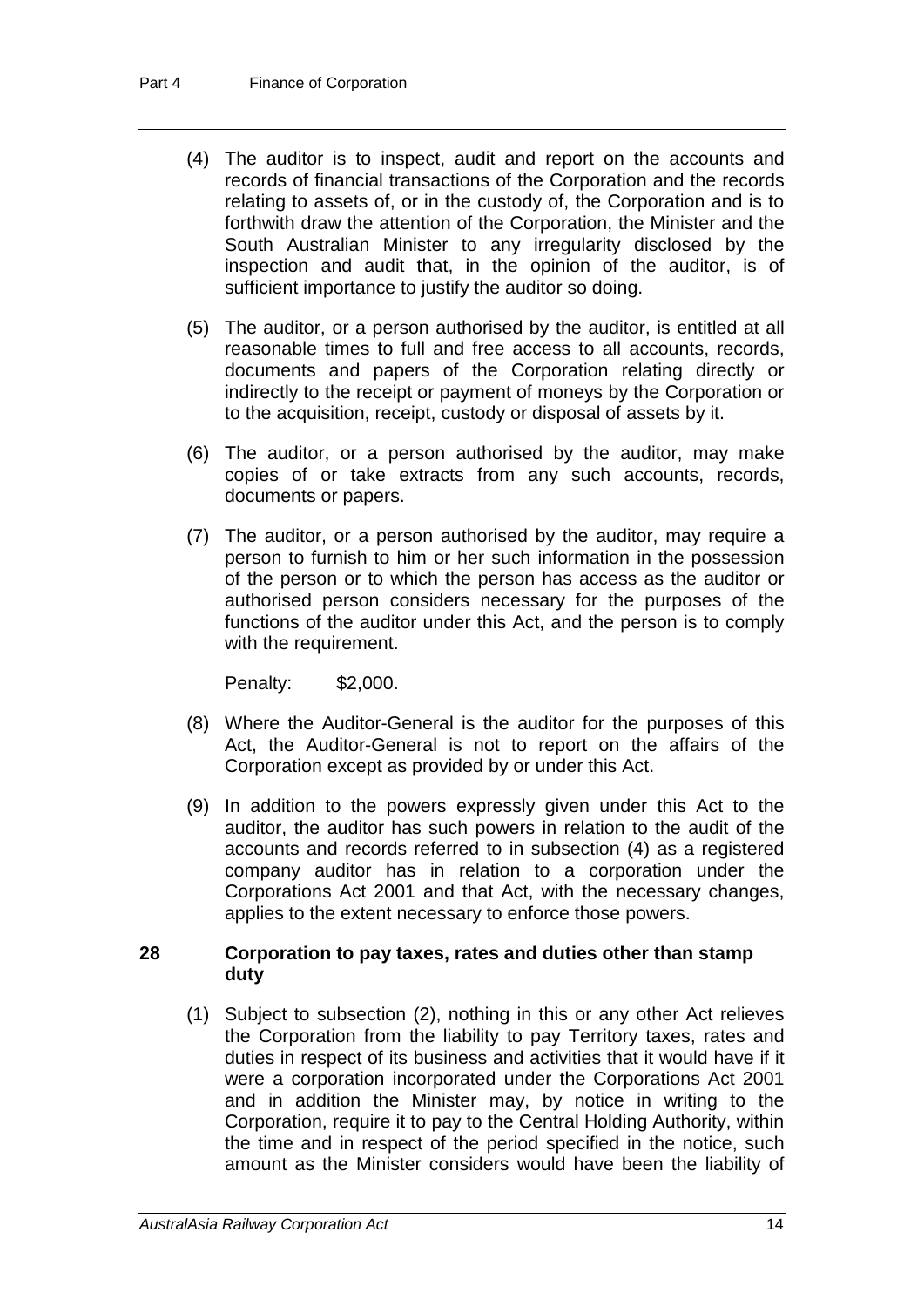(4) The auditor is to inspect, audit and report on the accounts and records of financial transactions of the Corporation and the records relating to assets of, or in the custody of, the Corporation and is to forthwith draw the attention of the Corporation, the Minister and the South Australian Minister to any irregularity disclosed by the inspection and audit that, in the opinion of the auditor, is of sufficient importance to justify the auditor so doing.

(5) The auditor, or a person authorised by the auditor, is entitled at all reasonable times to full and free access to all accounts, records, documents and papers of the Corporation relating directly or indirectly to the receipt or payment of moneys by the Corporation or to the acquisition, receipt, custody or disposal of assets by it.

(6) The auditor, or a person authorised by the auditor, may make copies of or take extracts from any such accounts, records, documents or papers.

(7) The auditor, or a person authorised by the auditor, may require a person to furnish to him or her such information in the possession of the person or to which the person has access as the auditor or authorised person considers necessary for the purposes of the functions of the auditor under this Act, and the person is to comply with the requirement.

Penalty: $2,000.

(8) Where the Auditor-General is the auditor for the purposes of this Act, the Auditor-General is not to report on the affairs of the Corporation except as provided by or under this Act.

(9) In addition to the powers expressly given under this Act to the auditor, the auditor has such powers in relation to the audit of the accounts and records referred to in subsection (4) as a registered company auditor has in relation to a corporation under the Corporations Act 2001 and that Act, with the necessary changes, applies to the extent necessary to enforce those powers.

### 28 Corporation to pay taxes, rates and duties other than stamp duty

(1) Subject to subsection (2), nothing in this or any other Act relieves the Corporation from the liability to pay Territory taxes, rates and duties in respect of its business and activities that it would have if it were a corporation incorporated under the Corporations Act 2001 and in addition the Minister may, by notice in writing to the Corporation, require it to pay to the Central Holding Authority, within the time and in respect of the period specified in the notice, such amount as the Minister considers would have been the liability of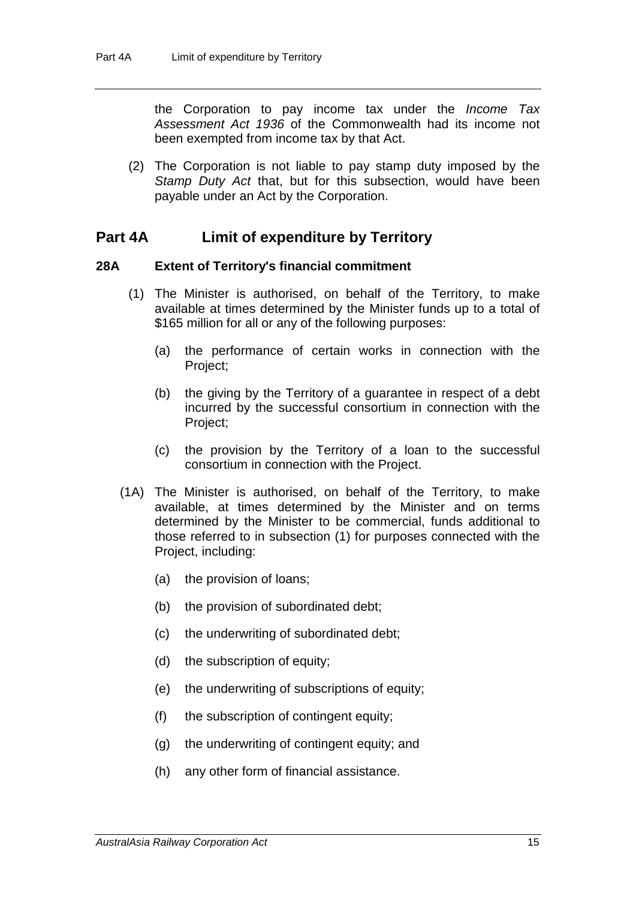the Corporation to pay income tax under the *Income Tax Assessment Act 1936* of the Commonwealth had its income not been exempted from income tax by that Act.

(2) The Corporation is not liable to pay stamp duty imposed by the *Stamp Duty Act* that, but for this subsection, would have been payable under an Act by the Corporation.

## Part 4A Limit of expenditure by Territory

### 28A Extent of Territory's financial commitment

(1) The Minister is authorised, on behalf of the Territory, to make available at times determined by the Minister funds up to a total of $165 million for all or any of the following purposes:

- (a) the performance of certain works in connection with the Project;
- (b) the giving by the Territory of a guarantee in respect of a debt incurred by the successful consortium in connection with the Project;
- (c) the provision by the Territory of a loan to the successful consortium in connection with the Project.

(1A) The Minister is authorised, on behalf of the Territory, to make available, at times determined by the Minister and on terms determined by the Minister to be commercial, funds additional to those referred to in subsection (1) for purposes connected with the Project, including:

- (a) the provision of loans;
- (b) the provision of subordinated debt;
- (c) the underwriting of subordinated debt;
- (d) the subscription of equity;
- (e) the underwriting of subscriptions of equity;
- (f) the subscription of contingent equity;
- (g) the underwriting of contingent equity; and
- (h) any other form of financial assistance.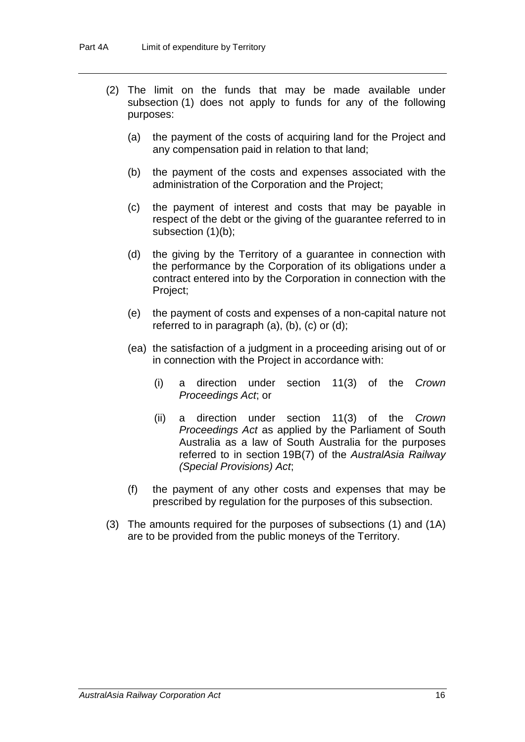(2) The limit on the funds that may be made available under subsection (1) does not apply to funds for any of the following purposes:

- (a) the payment of the costs of acquiring land for the Project and any compensation paid in relation to that land;
- (b) the payment of the costs and expenses associated with the administration of the Corporation and the Project;
- (c) the payment of interest and costs that may be payable in respect of the debt or the giving of the guarantee referred to in subsection (1)(b);
- (d) the giving by the Territory of a guarantee in connection with the performance by the Corporation of its obligations under a contract entered into by the Corporation in connection with the Project;
- (e) the payment of costs and expenses of a non-capital nature not referred to in paragraph (a), (b), (c) or (d);
- (ea) the satisfaction of a judgment in a proceeding arising out of or in connection with the Project in accordance with:
  - (i) a direction under section 11(3) of the *Crown Proceedings Act*; or
  - (ii) a direction under section 11(3) of the *Crown Proceedings Act* as applied by the Parliament of South Australia as a law of South Australia for the purposes referred to in section 19B(7) of the *AustralAsia Railway (Special Provisions) Act*;
- (f) the payment of any other costs and expenses that may be prescribed by regulation for the purposes of this subsection.

(3) The amounts required for the purposes of subsections (1) and (1A) are to be provided from the public moneys of the Territory.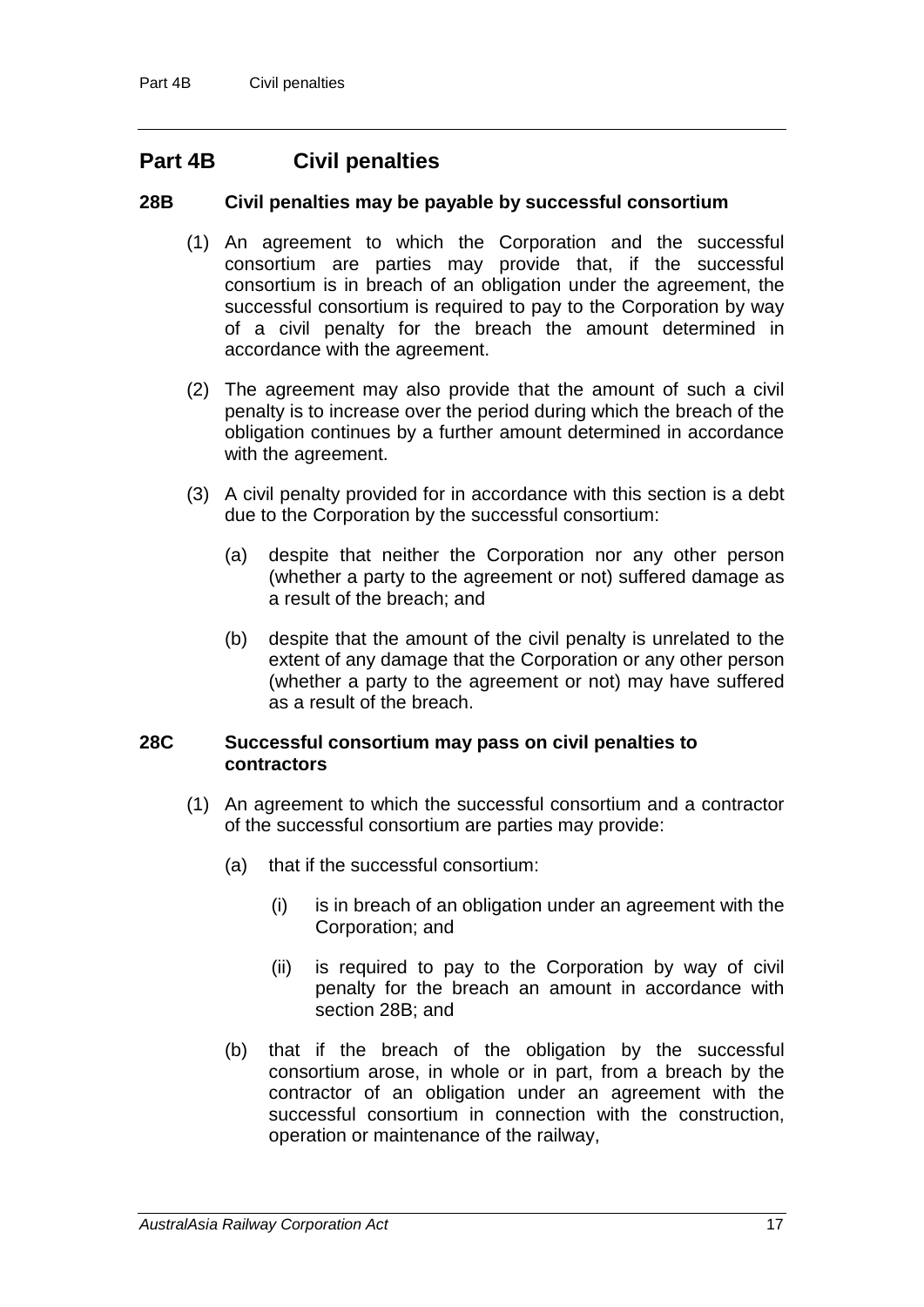## Part 4B Civil penalties

### 28B Civil penalties may be payable by successful consortium

(1) An agreement to which the Corporation and the successful consortium are parties may provide that, if the successful consortium is in breach of an obligation under the agreement, the successful consortium is required to pay to the Corporation by way of a civil penalty for the breach the amount determined in accordance with the agreement.

(2) The agreement may also provide that the amount of such a civil penalty is to increase over the period during which the breach of the obligation continues by a further amount determined in accordance with the agreement.

(3) A civil penalty provided for in accordance with this section is a debt due to the Corporation by the successful consortium:

(a) despite that neither the Corporation nor any other person (whether a party to the agreement or not) suffered damage as a result of the breach; and

(b) despite that the amount of the civil penalty is unrelated to the extent of any damage that the Corporation or any other person (whether a party to the agreement or not) may have suffered as a result of the breach.

### 28C Successful consortium may pass on civil penalties to contractors

(1) An agreement to which the successful consortium and a contractor of the successful consortium are parties may provide:

(a) that if the successful consortium:

(i) is in breach of an obligation under an agreement with the Corporation; and

(ii) is required to pay to the Corporation by way of civil penalty for the breach an amount in accordance with section 28B; and

(b) that if the breach of the obligation by the successful consortium arose, in whole or in part, from a breach by the contractor of an obligation under an agreement with the successful consortium in connection with the construction, operation or maintenance of the railway,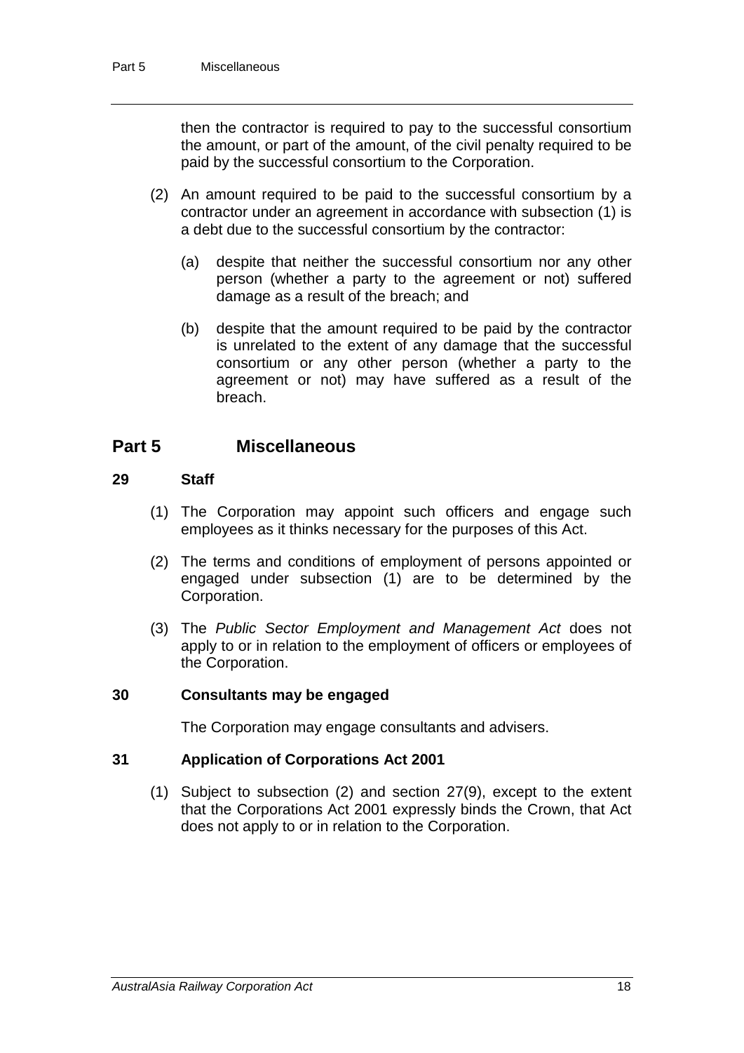then the contractor is required to pay to the successful consortium the amount, or part of the amount, of the civil penalty required to be paid by the successful consortium to the Corporation.

(2) An amount required to be paid to the successful consortium by a contractor under an agreement in accordance with subsection (1) is a debt due to the successful consortium by the contractor:

(a) despite that neither the successful consortium nor any other person (whether a party to the agreement or not) suffered damage as a result of the breach; and

(b) despite that the amount required to be paid by the contractor is unrelated to the extent of any damage that the successful consortium or any other person (whether a party to the agreement or not) may have suffered as a result of the breach.

## Part 5 Miscellaneous

### 29 Staff

(1) The Corporation may appoint such officers and engage such employees as it thinks necessary for the purposes of this Act.

(2) The terms and conditions of employment of persons appointed or engaged under subsection (1) are to be determined by the Corporation.

(3) The *Public Sector Employment and Management Act* does not apply to or in relation to the employment of officers or employees of the Corporation.

### 30 Consultants may be engaged

The Corporation may engage consultants and advisers.

### 31 Application of Corporations Act 2001

(1) Subject to subsection (2) and section 27(9), except to the extent that the Corporations Act 2001 expressly binds the Crown, that Act does not apply to or in relation to the Corporation.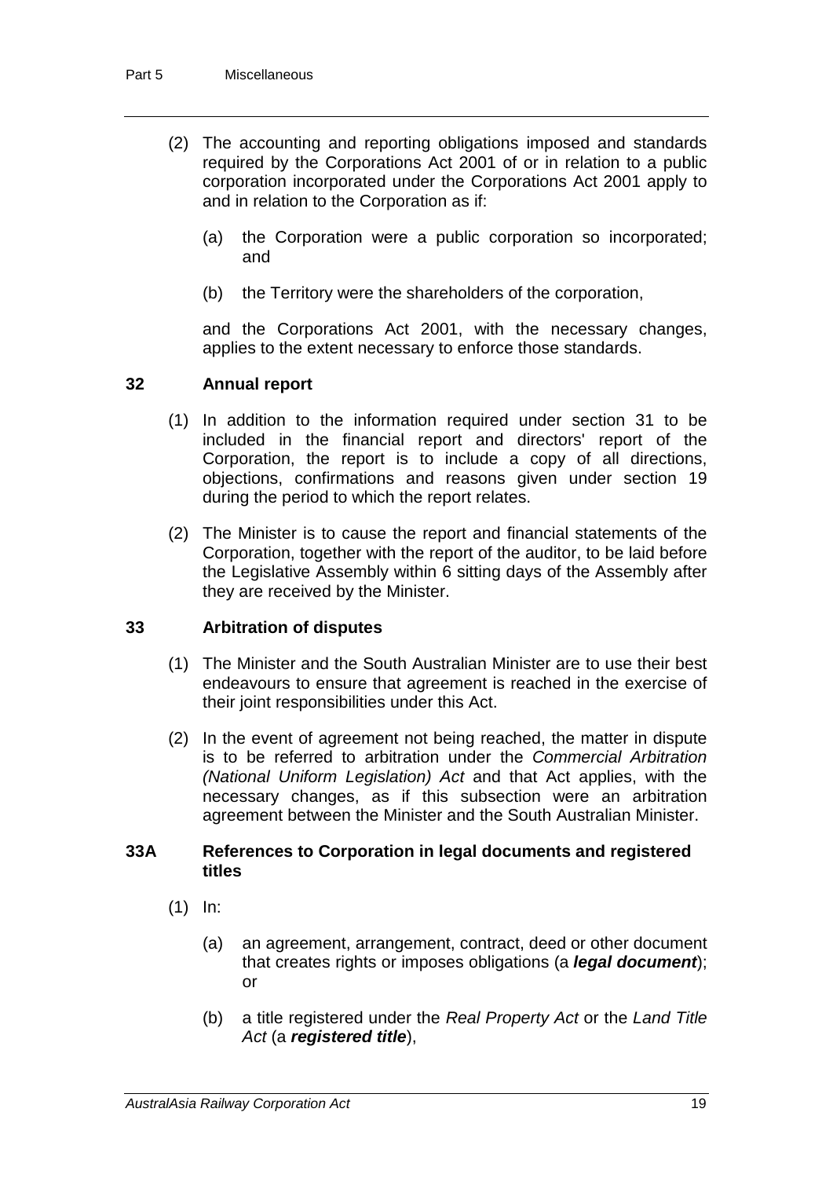(2) The accounting and reporting obligations imposed and standards required by the Corporations Act 2001 of or in relation to a public corporation incorporated under the Corporations Act 2001 apply to and in relation to the Corporation as if:

(a) the Corporation were a public corporation so incorporated; and

(b) the Territory were the shareholders of the corporation,

and the Corporations Act 2001, with the necessary changes, applies to the extent necessary to enforce those standards.

### 32 Annual report

(1) In addition to the information required under section 31 to be included in the financial report and directors' report of the Corporation, the report is to include a copy of all directions, objections, confirmations and reasons given under section 19 during the period to which the report relates.

(2) The Minister is to cause the report and financial statements of the Corporation, together with the report of the auditor, to be laid before the Legislative Assembly within 6 sitting days of the Assembly after they are received by the Minister.

### 33 Arbitration of disputes

(1) The Minister and the South Australian Minister are to use their best endeavours to ensure that agreement is reached in the exercise of their joint responsibilities under this Act.

(2) In the event of agreement not being reached, the matter in dispute is to be referred to arbitration under the *Commercial Arbitration (National Uniform Legislation) Act* and that Act applies, with the necessary changes, as if this subsection were an arbitration agreement between the Minister and the South Australian Minister.

### 33A References to Corporation in legal documents and registered titles

(1) In:

(a) an agreement, arrangement, contract, deed or other document that creates rights or imposes obligations (a ***legal document***); or

(b) a title registered under the *Real Property Act* or the *Land Title Act* (a ***registered title***),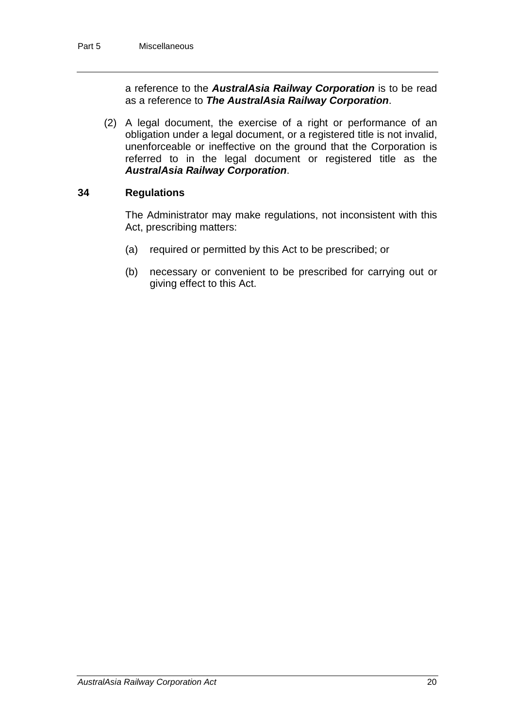a reference to the ***AustralAsia Railway Corporation*** is to be read as a reference to ***The AustralAsia Railway Corporation***.

(2) A legal document, the exercise of a right or performance of an obligation under a legal document, or a registered title is not invalid, unenforceable or ineffective on the ground that the Corporation is referred to in the legal document or registered title as the ***AustralAsia Railway Corporation***.

### 34 Regulations

The Administrator may make regulations, not inconsistent with this Act, prescribing matters:

(a) required or permitted by this Act to be prescribed; or

(b) necessary or convenient to be prescribed for carrying out or giving effect to this Act.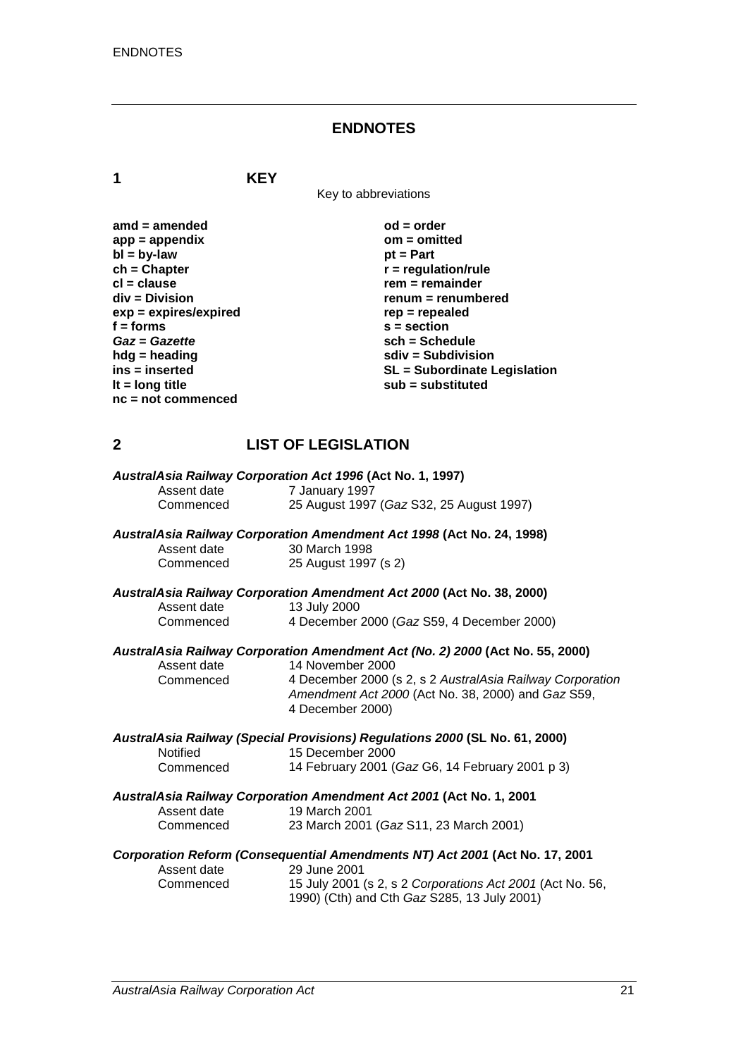# ENDNOTES

## 1 KEY

Key to abbreviations

**amd = amended**
**app = appendix**
**bl = by-law**
**ch = Chapter**
**cl = clause**
**div = Division**
**exp = expires/expired**
**f = forms**
***Gaz* = *Gazette***
**hdg = heading**
**ins = inserted**
**lt = long title**
**nc = not commenced**
**od = order**
**om = omitted**
**pt = Part**
**r = regulation/rule**
**rem = remainder**
**renum = renumbered**
**rep = repealed**
**s = section**
**sch = Schedule**
**sdiv = Subdivision**
**SL = Subordinate Legislation**
**sub = substituted**

## 2 LIST OF LEGISLATION

***AustralAsia Railway Corporation Act 1996* (Act No. 1, 1997)**
Assent date 7 January 1997
Commenced 25 August 1997 (*Gaz* S32, 25 August 1997)

***AustralAsia Railway Corporation Amendment Act 1998* (Act No. 24, 1998)**
Assent date 30 March 1998
Commenced 25 August 1997 (s 2)

***AustralAsia Railway Corporation Amendment Act 2000* (Act No. 38, 2000)**
Assent date 13 July 2000
Commenced 4 December 2000 (*Gaz* S59, 4 December 2000)

***AustralAsia Railway Corporation Amendment Act (No. 2) 2000* (Act No. 55, 2000)**
Assent date 14 November 2000
Commenced 4 December 2000 (s 2, s 2 *AustralAsia Railway Corporation Amendment Act 2000* (Act No. 38, 2000) and *Gaz* S59, 4 December 2000)

***AustralAsia Railway (Special Provisions) Regulations 2000* (SL No. 61, 2000)**
Notified 15 December 2000
Commenced 14 February 2001 (*Gaz* G6, 14 February 2001 p 3)

***AustralAsia Railway Corporation Amendment Act 2001* (Act No. 1, 2001**
Assent date 19 March 2001
Commenced 23 March 2001 (*Gaz* S11, 23 March 2001)

***Corporation Reform (Consequential Amendments NT) Act 2001* (Act No. 17, 2001**
Assent date 29 June 2001
Commenced 15 July 2001 (s 2, s 2 *Corporations Act 2001* (Act No. 56, 1990) (Cth) and Cth *Gaz* S285, 13 July 2001)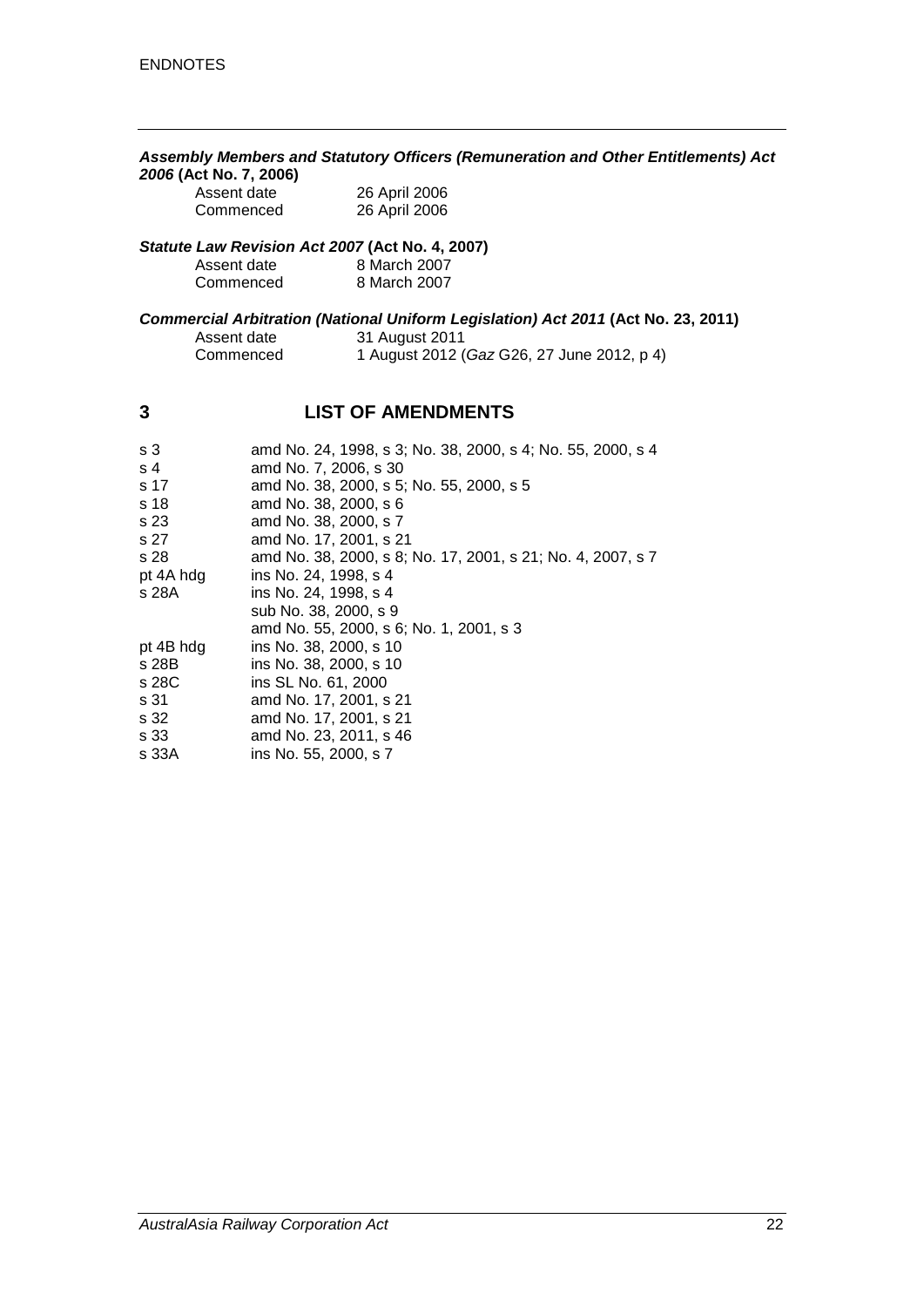***Assembly Members and Statutory Officers (Remuneration and Other Entitlements) Act 2006* (Act No. 7, 2006)**

| | |
|---|---|
| Assent date | 26 April 2006 |
| Commenced | 26 April 2006 |

***Statute Law Revision Act 2007* (Act No. 4, 2007)**

| | |
|---|---|
| Assent date | 8 March 2007 |
| Commenced | 8 March 2007 |

***Commercial Arbitration (National Uniform Legislation) Act 2011* (Act No. 23, 2011)**

| | |
|---|---|
| Assent date | 31 August 2011 |
| Commenced | 1 August 2012 (*Gaz* G26, 27 June 2012, p 4) |

## 3 LIST OF AMENDMENTS

| | |
|---|---|
| s 3 | amd No. 24, 1998, s 3; No. 38, 2000, s 4; No. 55, 2000, s 4 |
| s 4 | amd No. 7, 2006, s 30 |
| s 17 | amd No. 38, 2000, s 5; No. 55, 2000, s 5 |
| s 18 | amd No. 38, 2000, s 6 |
| s 23 | amd No. 38, 2000, s 7 |
| s 27 | amd No. 17, 2001, s 21 |
| s 28 | amd No. 38, 2000, s 8; No. 17, 2001, s 21; No. 4, 2007, s 7 |
| pt 4A hdg | ins No. 24, 1998, s 4 |
| s 28A | ins No. 24, 1998, s 4 |
| | sub No. 38, 2000, s 9 |
| | amd No. 55, 2000, s 6; No. 1, 2001, s 3 |
| pt 4B hdg | ins No. 38, 2000, s 10 |
| s 28B | ins No. 38, 2000, s 10 |
| s 28C | ins SL No. 61, 2000 |
| s 31 | amd No. 17, 2001, s 21 |
| s 32 | amd No. 17, 2001, s 21 |
| s 33 | amd No. 23, 2011, s 46 |
| s 33A | ins No. 55, 2000, s 7 |